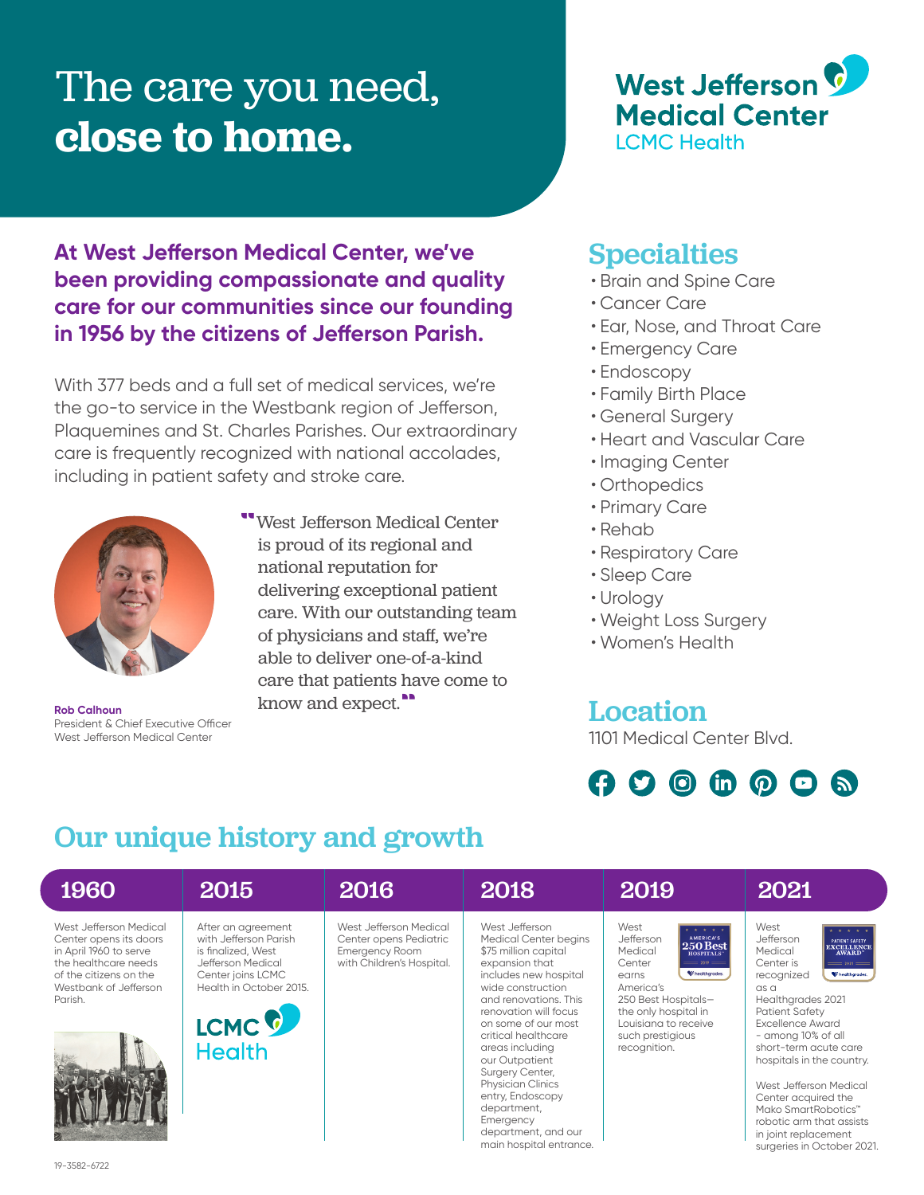# The care you need, **close to home.**

**West Jefferson Medical Center**
LCMC Health

**At West Jefferson Medical Center, we've been providing compassionate and quality care for our communities since our founding in 1956 by the citizens of Jefferson Parish.**

With 377 beds and a full set of medical services, we're the go-to service in the Westbank region of Jefferson, Plaquemines and St. Charles Parishes. Our extraordinary care is frequently recognized with national accolades, including in patient safety and stroke care.

> "West Jefferson Medical Center is proud of its regional and national reputation for delivering exceptional patient care. With our outstanding team of physicians and staff, we're able to deliver one-of-a-kind care that patients have come to know and expect."

**Rob Calhoun**
President & Chief Executive Officer
West Jefferson Medical Center

## Specialties

- Brain and Spine Care
- Cancer Care
- Ear, Nose, and Throat Care
- Emergency Care
- Endoscopy
- Family Birth Place
- General Surgery
- Heart and Vascular Care
- Imaging Center
- Orthopedics
- Primary Care
- Rehab
- Respiratory Care
- Sleep Care
- Urology
- Weight Loss Surgery
- Women's Health

## Location

1101 Medical Center Blvd.

## Our unique history and growth

| 1960 | 2015 | 2016 | 2018 | 2019 | 2021 |
|---|---|---|---|---|---|
| West Jefferson Medical Center opens its doors in April 1960 to serve the healthcare needs of the citizens on the Westbank of Jefferson Parish. | After an agreement with Jefferson Parish is finalized, West Jefferson Medical Center joins LCMC Health in October 2015. | West Jefferson Medical Center opens Pediatric Emergency Room with Children's Hospital. | West Jefferson Medical Center begins $75 million capital expansion that includes new hospital wide construction and renovations. This renovation will focus on some of our most critical healthcare areas including our Outpatient Surgery Center, Physician Clinics entry, Endoscopy department, Emergency department, and our main hospital entrance. | West Jefferson Medical Center earns America's 250 Best Hospitals—the only hospital in Louisiana to receive such prestigious recognition. | West Jefferson Medical Center is recognized as a Healthgrades 2021 Patient Safety Excellence Award - among 10% of all short-term acute care hospitals in the country. West Jefferson Medical Center acquired the Mako SmartRobotics™ robotic arm that assists in joint replacement surgeries in October 2021. |

19-3582-6722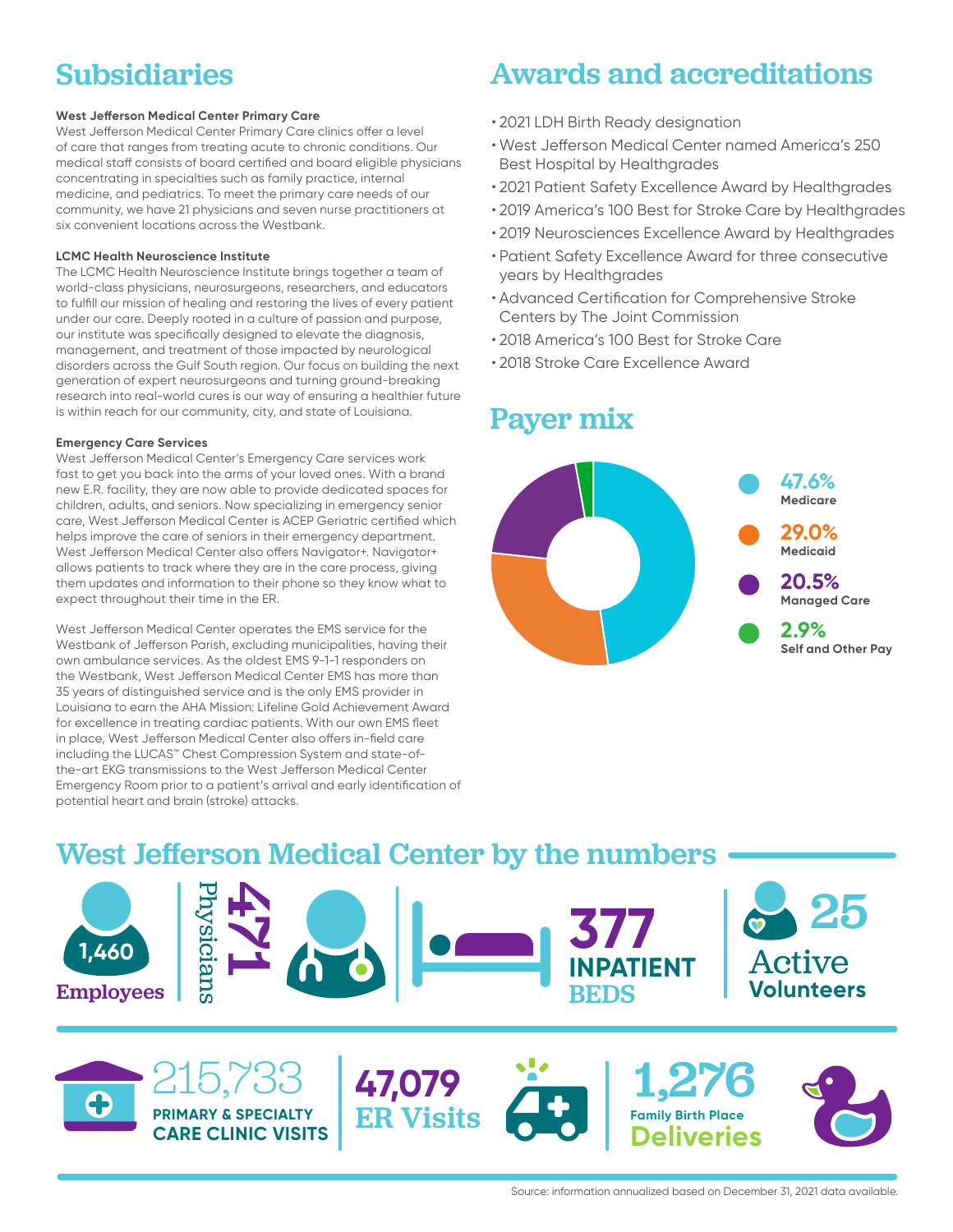## Subsidiaries

**West Jefferson Medical Center Primary Care**
West Jefferson Medical Center Primary Care clinics offer a level of care that ranges from treating acute to chronic conditions. Our medical staff consists of board certified and board eligible physicians concentrating in specialties such as family practice, internal medicine, and pediatrics. To meet the primary care needs of our community, we have 21 physicians and seven nurse practitioners at six convenient locations across the Westbank.

**LCMC Health Neuroscience Institute**
The LCMC Health Neuroscience Institute brings together a team of world-class physicians, neurosurgeons, researchers, and educators to fulfill our mission of healing and restoring the lives of every patient under our care. Deeply rooted in a culture of passion and purpose, our institute was specifically designed to elevate the diagnosis, management, and treatment of those impacted by neurological disorders across the Gulf South region. Our focus on building the next generation of expert neurosurgeons and turning ground-breaking research into real-world cures is our way of ensuring a healthier future is within reach for our community, city, and state of Louisiana.

**Emergency Care Services**
West Jefferson Medical Center's Emergency Care services work fast to get you back into the arms of your loved ones. With a brand new E.R. facility, they are now able to provide dedicated spaces for children, adults, and seniors. Now specializing in emergency senior care, West Jefferson Medical Center is ACEP Geriatric certified which helps improve the care of seniors in their emergency department. West Jefferson Medical Center also offers Navigator+. Navigator+ allows patients to track where they are in the care process, giving them updates and information to their phone so they know what to expect throughout their time in the ER.

West Jefferson Medical Center operates the EMS service for the Westbank of Jefferson Parish, excluding municipalities, having their own ambulance services. As the oldest EMS 9-1-1 responders on the Westbank, West Jefferson Medical Center EMS has more than 35 years of distinguished service and is the only EMS provider in Louisiana to earn the AHA Mission: Lifeline Gold Achievement Award for excellence in treating cardiac patients. With our own EMS fleet in place, West Jefferson Medical Center also offers in-field care including the LUCAS™ Chest Compression System and state-of-the-art EKG transmissions to the West Jefferson Medical Center Emergency Room prior to a patient's arrival and early identification of potential heart and brain (stroke) attacks.

## Awards and accreditations

- 2021 LDH Birth Ready designation
- West Jefferson Medical Center named America's 250 Best Hospital by Healthgrades
- 2021 Patient Safety Excellence Award by Healthgrades
- 2019 America's 100 Best for Stroke Care by Healthgrades
- 2019 Neurosciences Excellence Award by Healthgrades
- Patient Safety Excellence Award for three consecutive years by Healthgrades
- Advanced Certification for Comprehensive Stroke Centers by The Joint Commission
- 2018 America's 100 Best for Stroke Care
- 2018 Stroke Care Excellence Award

## Payer mix

47.6% Medicare

29.0% Medicaid

20.5% Managed Care

2.9% Self and Other Pay

## West Jefferson Medical Center by the numbers

1,460 Employees

471 Physicians

377 INPATIENT BEDS

25 Active Volunteers

215,733 PRIMARY & SPECIALTY CARE CLINIC VISITS

47,079 ER Visits

1,276 Family Birth Place Deliveries

Source: information annualized based on December 31, 2021 data available.